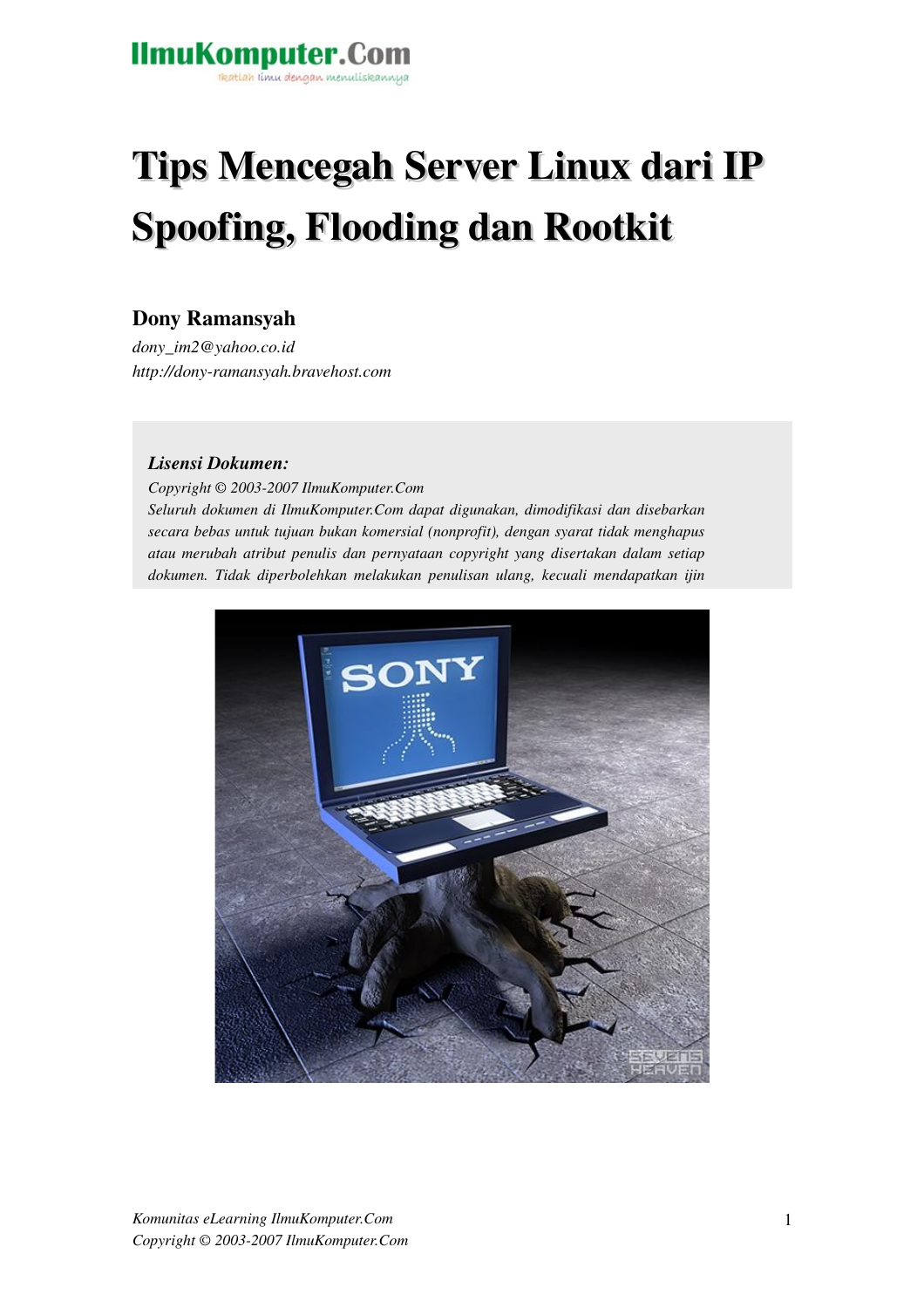# Tips Mencegah Server Linux dari IP Spoofing, Flooding dan Rootkit

**Dony Ramansyah**

*dony_im2@yahoo.co.id*
*http://dony-ramansyah.bravehost.com*

***Lisensi Dokumen:***

*Copyright © 2003-2007 IlmuKomputer.Com*
*Seluruh dokumen di IlmuKomputer.Com dapat digunakan, dimodifikasi dan disebarkan secara bebas untuk tujuan bukan komersial (nonprofit), dengan syarat tidak menghapus atau merubah atribut penulis dan pernyataan copyright yang disertakan dalam setiap dokumen. Tidak diperbolehkan melakukan penulisan ulang, kecuali mendapatkan ijin*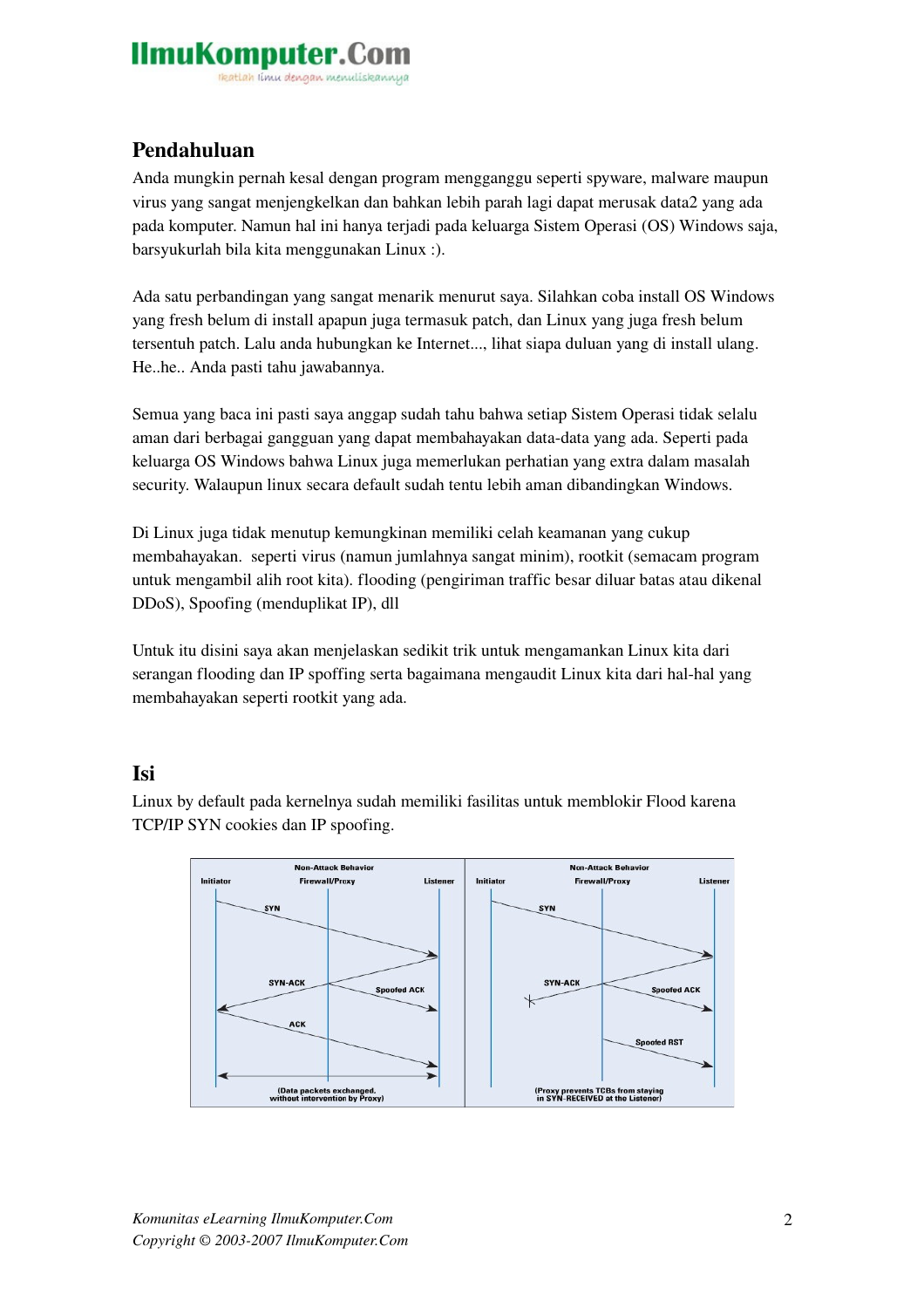## Pendahuluan

Anda mungkin pernah kesal dengan program mengganggu seperti spyware, malware maupun virus yang sangat menjengkelkan dan bahkan lebih parah lagi dapat merusak data2 yang ada pada komputer. Namun hal ini hanya terjadi pada keluarga Sistem Operasi (OS) Windows saja, barsyukurlah bila kita menggunakan Linux :).

Ada satu perbandingan yang sangat menarik menurut saya. Silahkan coba install OS Windows yang fresh belum di install apapun juga termasuk patch, dan Linux yang juga fresh belum tersentuh patch. Lalu anda hubungkan ke Internet..., lihat siapa duluan yang di install ulang. He..he.. Anda pasti tahu jawabannya.

Semua yang baca ini pasti saya anggap sudah tahu bahwa setiap Sistem Operasi tidak selalu aman dari berbagai gangguan yang dapat membahayakan data-data yang ada. Seperti pada keluarga OS Windows bahwa Linux juga memerlukan perhatian yang extra dalam masalah security. Walaupun linux secara default sudah tentu lebih aman dibandingkan Windows.

Di Linux juga tidak menutup kemungkinan memiliki celah keamanan yang cukup membahayakan. seperti virus (namun jumlahnya sangat minim), rootkit (semacam program untuk mengambil alih root kita). flooding (pengiriman traffic besar diluar batas atau dikenal DDoS), Spoofing (menduplikat IP), dll

Untuk itu disini saya akan menjelaskan sedikit trik untuk mengamankan Linux kita dari serangan flooding dan IP spoffing serta bagaimana mengaudit Linux kita dari hal-hal yang membahayakan seperti rootkit yang ada.

## Isi

Linux by default pada kernelnya sudah memiliki fasilitas untuk memblokir Flood karena TCP/IP SYN cookies dan IP spoofing.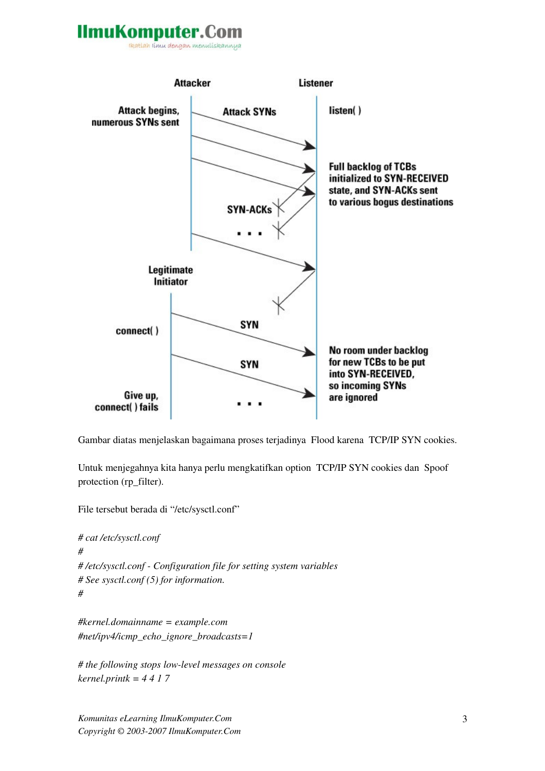Attacker

Listener

Attack begins, numerous SYNs sent

Attack SYNs

listen( )

Full backlog of TCBs initialized to SYN-RECEIVED state, and SYN-ACKs sent to various bogus destinations

SYN-ACKs

. . .

Legitimate Initiator

connect( )

SYN

SYN

No room under backlog for new TCBs to be put into SYN-RECEIVED, so incoming SYNs are ignored

Give up, connect( ) fails

. . .

Gambar diatas menjelaskan bagaimana proses terjadinya Flood karena TCP/IP SYN cookies.

Untuk menjegahnya kita hanya perlu mengkatifkan option TCP/IP SYN cookies dan Spoof protection (rp_filter).

File tersebut berada di "/etc/sysctl.conf"

```
# cat /etc/sysctl.conf
#
# /etc/sysctl.conf - Configuration file for setting system variables
# See sysctl.conf (5) for information.
#

#kernel.domainname = example.com
#net/ipv4/icmp_echo_ignore_broadcasts=1

# the following stops low-level messages on console
kernel.printk = 4 4 1 7
```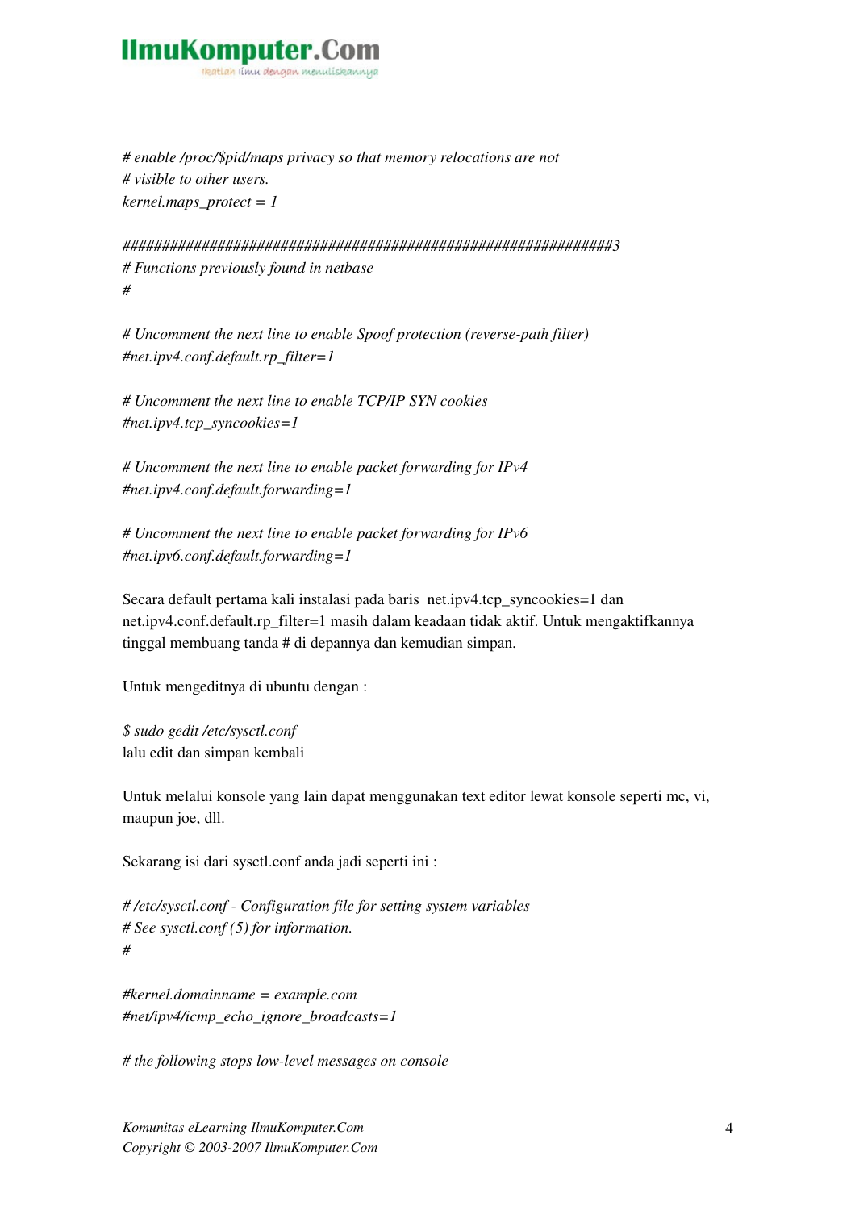```
# enable /proc/$pid/maps privacy so that memory relocations are not
# visible to other users.
kernel.maps_protect = 1

##################################################################3
# Functions previously found in netbase
#

# Uncomment the next line to enable Spoof protection (reverse-path filter)
#net.ipv4.conf.default.rp_filter=1

# Uncomment the next line to enable TCP/IP SYN cookies
#net.ipv4.tcp_syncookies=1

# Uncomment the next line to enable packet forwarding for IPv4
#net.ipv4.conf.default.forwarding=1

# Uncomment the next line to enable packet forwarding for IPv6
#net.ipv6.conf.default.forwarding=1
```

Secara default pertama kali instalasi pada baris net.ipv4.tcp_syncookies=1 dan net.ipv4.conf.default.rp_filter=1 masih dalam keadaan tidak aktif. Untuk mengaktifkannya tinggal membuang tanda # di depannya dan kemudian simpan.

Untuk mengeditnya di ubuntu dengan :

```
$ sudo gedit /etc/sysctl.conf
```

lalu edit dan simpan kembali

Untuk melalui konsole yang lain dapat menggunakan text editor lewat konsole seperti mc, vi, maupun joe, dll.

Sekarang isi dari sysctl.conf anda jadi seperti ini :

```
# /etc/sysctl.conf - Configuration file for setting system variables
# See sysctl.conf (5) for information.
#

#kernel.domainname = example.com
#net/ipv4/icmp_echo_ignore_broadcasts=1

# the following stops low-level messages on console
```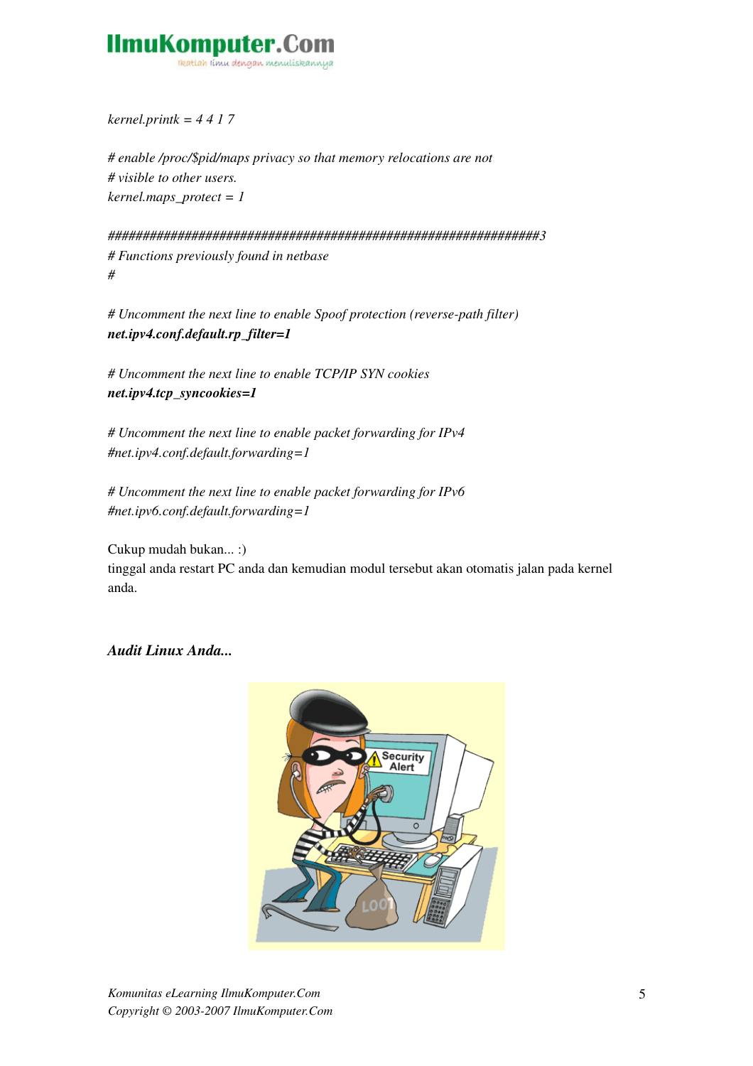*kernel.printk = 4 4 1 7*

*# enable /proc/$pid/maps privacy so that memory relocations are not*
*# visible to other users.*
*kernel.maps_protect = 1*

*###################################################################3*
*# Functions previously found in netbase*
*#*

*# Uncomment the next line to enable Spoof protection (reverse-path filter)*
***net.ipv4.conf.default.rp_filter=1***

*# Uncomment the next line to enable TCP/IP SYN cookies*
***net.ipv4.tcp_syncookies=1***

*# Uncomment the next line to enable packet forwarding for IPv4*
*#net.ipv4.conf.default.forwarding=1*

*# Uncomment the next line to enable packet forwarding for IPv6*
*#net.ipv6.conf.default.forwarding=1*

Cukup mudah bukan... :)
tinggal anda restart PC anda dan kemudian modul tersebut akan otomatis jalan pada kernel anda.

***Audit Linux Anda...***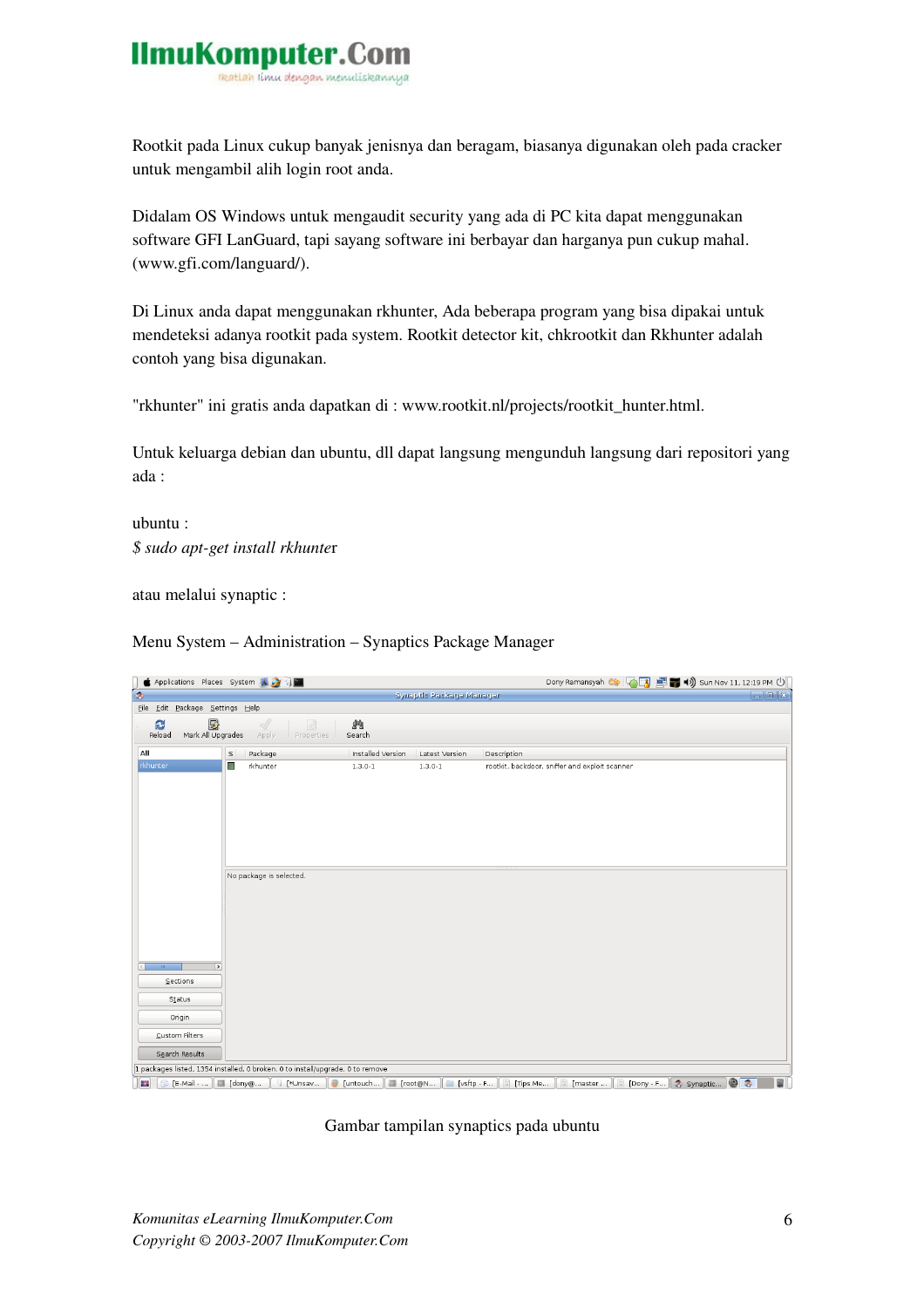Rootkit pada Linux cukup banyak jenisnya dan beragam, biasanya digunakan oleh pada cracker untuk mengambil alih login root anda.

Didalam OS Windows untuk mengaudit security yang ada di PC kita dapat menggunakan software GFI LanGuard, tapi sayang software ini berbayar dan harganya pun cukup mahal. (www.gfi.com/languard/).

Di Linux anda dapat menggunakan rkhunter, Ada beberapa program yang bisa dipakai untuk mendeteksi adanya rootkit pada system. Rootkit detector kit, chkrootkit dan Rkhunter adalah contoh yang bisa digunakan.

"rkhunter" ini gratis anda dapatkan di : www.rootkit.nl/projects/rootkit_hunter.html.

Untuk keluarga debian dan ubuntu, dll dapat langsung mengunduh langsung dari repositori yang ada :

ubuntu :
*$ sudo apt-get install rkhunte*r

atau melalui synaptic :

Menu System – Administration – Synaptics Package Manager

Gambar tampilan synaptics pada ubuntu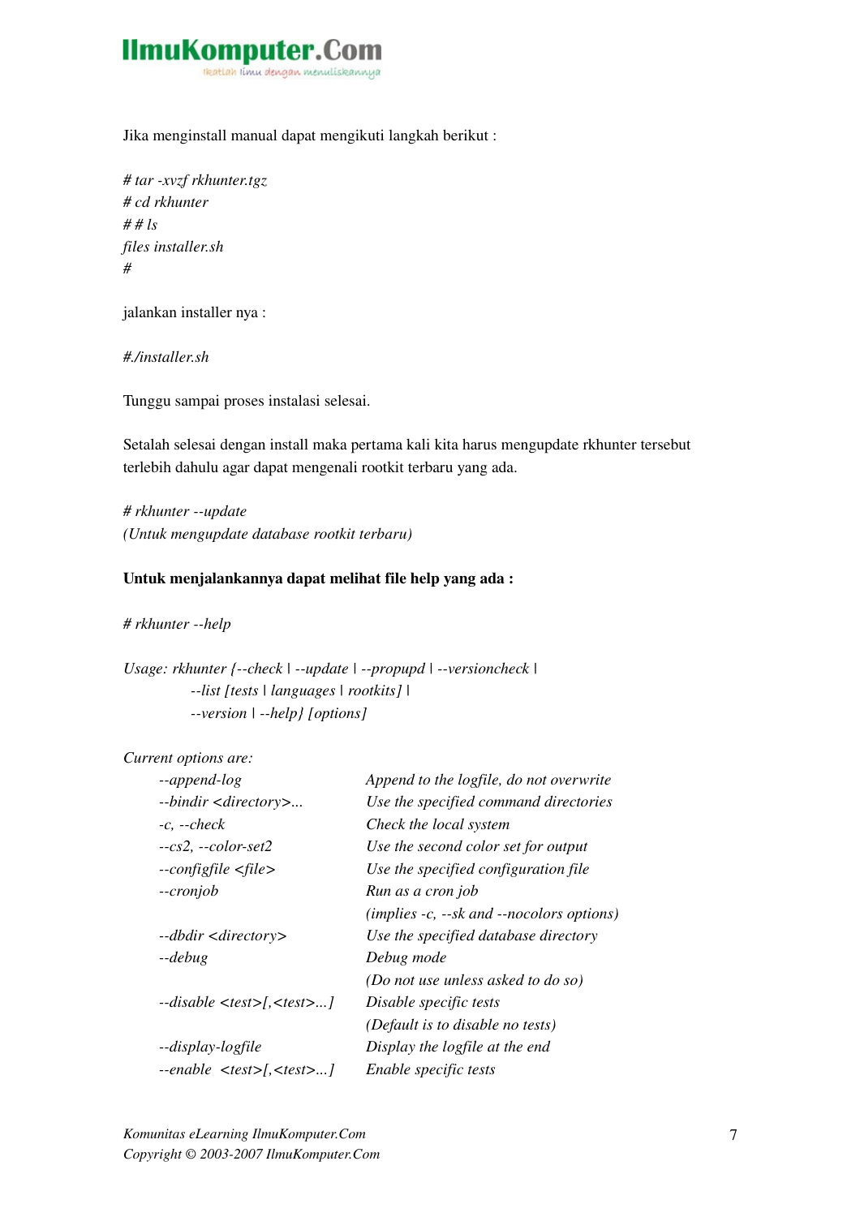Jika menginstall manual dapat mengikuti langkah berikut :

```
# tar -xvzf rkhunter.tgz
# cd rkhunter
# # ls
files installer.sh
#
```

jalankan installer nya :

```
#./installer.sh
```

Tunggu sampai proses instalasi selesai.

Setalah selesai dengan install maka pertama kali kita harus mengupdate rkhunter tersebut terlebih dahulu agar dapat mengenali rootkit terbaru yang ada.

```
# rkhunter --update
(Untuk mengupdate database rootkit terbaru)
```

**Untuk menjalankannya dapat melihat file help yang ada :**

```
# rkhunter --help

Usage: rkhunter {--check | --update | --propupd | --versioncheck |
                --list [tests | languages | rootkits] |
                --version | --help} [options]

Current options are:
        --append-log                  Append to the logfile, do not overwrite
        --bindir <directory>...       Use the specified command directories
        -c, --check                   Check the local system
        --cs2, --color-set2           Use the second color set for output
        --configfile <file>           Use the specified configuration file
        --cronjob                     Run as a cron job
                                      (implies -c, --sk and --nocolors options)
        --dbdir <directory>           Use the specified database directory
        --debug                       Debug mode
                                      (Do not use unless asked to do so)
        --disable <test>[,<test>...]  Disable specific tests
                                      (Default is to disable no tests)
        --display-logfile             Display the logfile at the end
        --enable  <test>[,<test>...]  Enable specific tests
```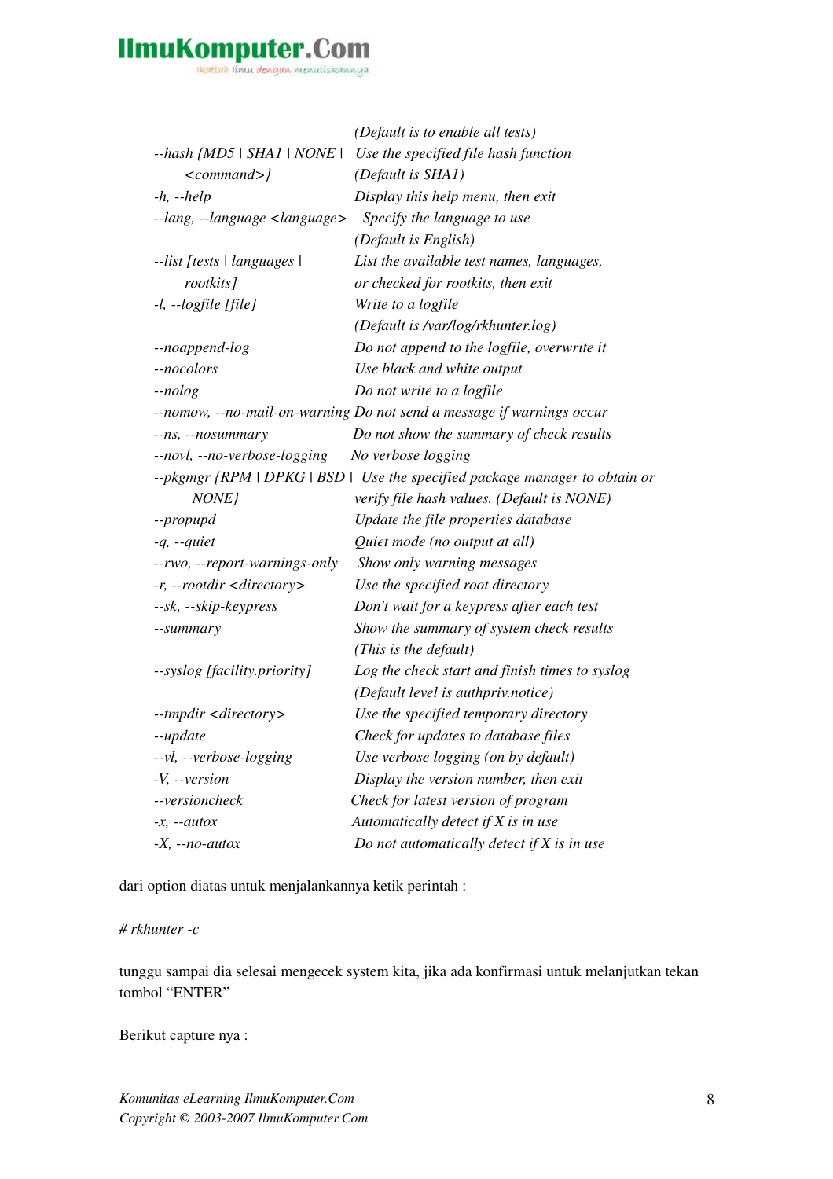```
                                (Default is to enable all tests)
--hash {MD5 | SHA1 | NONE |     Use the specified file hash function
     <command>}                 (Default is SHA1)
-h, --help                      Display this help menu, then exit
--lang, --language <language>   Specify the language to use
                                (Default is English)
--list [tests | languages |     List the available test names, languages,
     rootkits]                  or checked for rootkits, then exit
-l, --logfile [file]            Write to a logfile
                                (Default is /var/log/rkhunter.log)
--noappend-log                  Do not append to the logfile, overwrite it
--nocolors                      Use black and white output
--nolog                         Do not write to a logfile
--nomow, --no-mail-on-warning Do not send a message if warnings occur
--ns, --nosummary               Do not show the summary of check results
--novl, --no-verbose-logging    No verbose logging
--pkgmgr {RPM | DPKG | BSD |    Use the specified package manager to obtain or
      NONE}                     verify file hash values. (Default is NONE)
--propupd                       Update the file properties database
-q, --quiet                     Quiet mode (no output at all)
--rwo, --report-warnings-only   Show only warning messages
-r, --rootdir <directory>       Use the specified root directory
--sk, --skip-keypress           Don't wait for a keypress after each test
--summary                       Show the summary of system check results
                                (This is the default)
--syslog [facility.priority]    Log the check start and finish times to syslog
                                (Default level is authpriv.notice)
--tmpdir <directory>            Use the specified temporary directory
--update                        Check for updates to database files
--vl, --verbose-logging         Use verbose logging (on by default)
-V, --version                   Display the version number, then exit
--versioncheck                  Check for latest version of program
-x, --autox                     Automatically detect if X is in use
-X, --no-autox                  Do not automatically detect if X is in use
```

dari option diatas untuk menjalankannya ketik perintah :

*# rkhunter -c*

tunggu sampai dia selesai mengecek system kita, jika ada konfirmasi untuk melanjutkan tekan tombol "ENTER"

Berikut capture nya :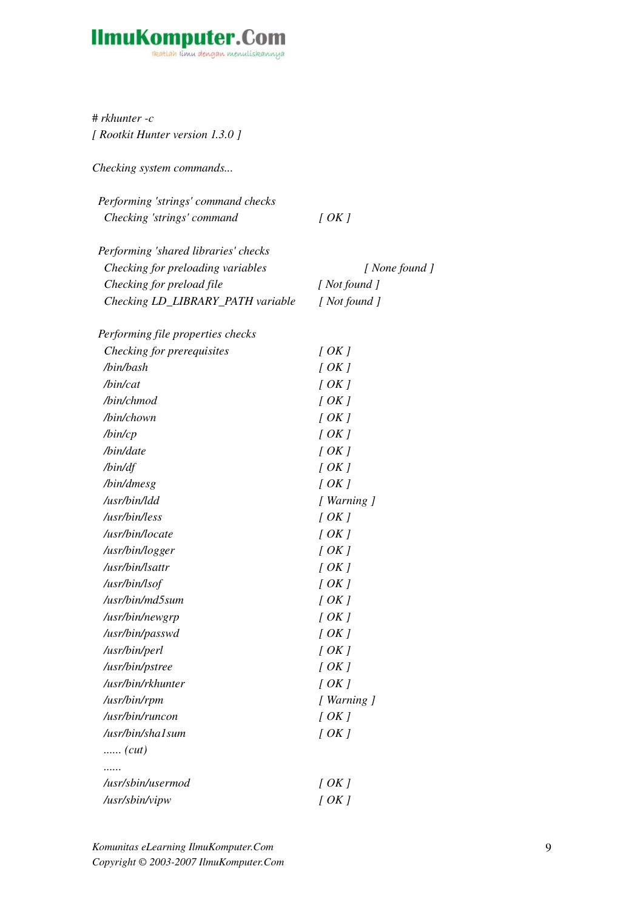```
# rkhunter -c
[ Rootkit Hunter version 1.3.0 ]

Checking system commands...

  Performing 'strings' command checks
    Checking 'strings' command                  [ OK ]

  Performing 'shared libraries' checks
    Checking for preloading variables                   [ None found ]
    Checking for preload file                   [ Not found ]
    Checking LD_LIBRARY_PATH variable           [ Not found ]

  Performing file properties checks
    Checking for prerequisites                  [ OK ]
    /bin/bash                                   [ OK ]
    /bin/cat                                    [ OK ]
    /bin/chmod                                  [ OK ]
    /bin/chown                                  [ OK ]
    /bin/cp                                     [ OK ]
    /bin/date                                   [ OK ]
    /bin/df                                     [ OK ]
    /bin/dmesg                                  [ OK ]
    /usr/bin/ldd                                [ Warning ]
    /usr/bin/less                               [ OK ]
    /usr/bin/locate                             [ OK ]
    /usr/bin/logger                             [ OK ]
    /usr/bin/lsattr                             [ OK ]
    /usr/bin/lsof                               [ OK ]
    /usr/bin/md5sum                             [ OK ]
    /usr/bin/newgrp                             [ OK ]
    /usr/bin/passwd                             [ OK ]
    /usr/bin/perl                               [ OK ]
    /usr/bin/pstree                             [ OK ]
    /usr/bin/rkhunter                           [ OK ]
    /usr/bin/rpm                                [ Warning ]
    /usr/bin/runcon                             [ OK ]
    /usr/bin/sha1sum                            [ OK ]
    ...... (cut)
    ......
    /usr/sbin/usermod                           [ OK ]
    /usr/sbin/vipw                              [ OK ]
```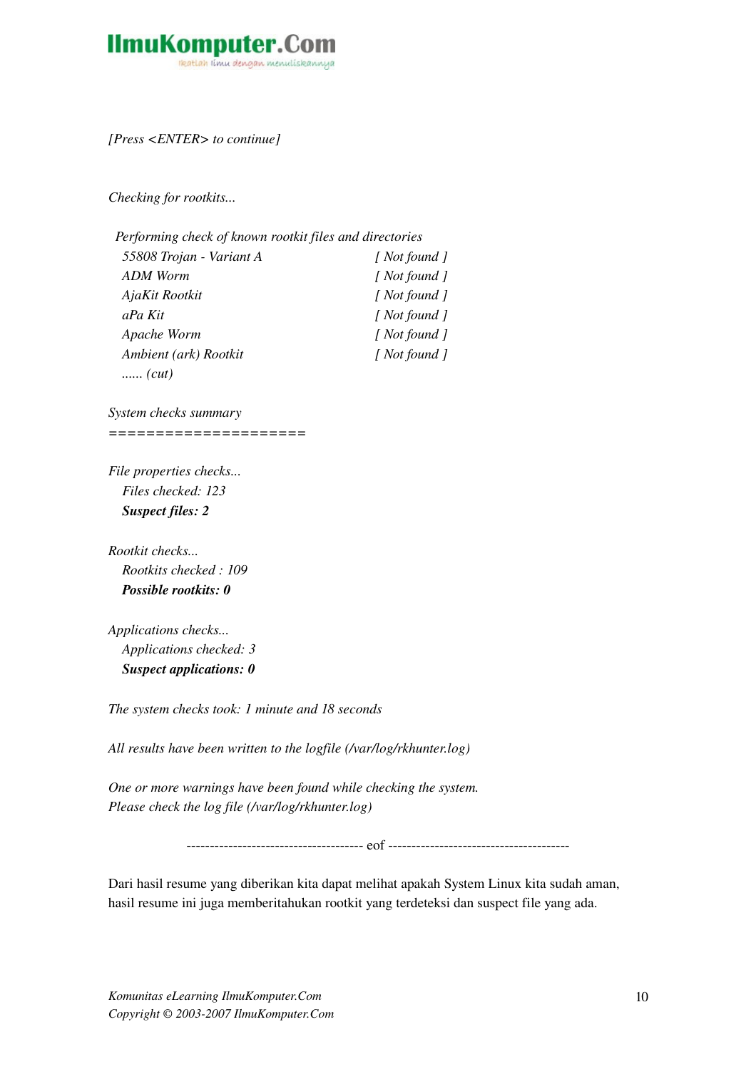*[Press <ENTER> to continue]*

*Checking for rootkits...*

```
 Performing check of known rootkit files and directories
  55808 Trojan - Variant A                    [ Not found ]
  ADM Worm                                    [ Not found ]
  AjaKit Rootkit                              [ Not found ]
  aPa Kit                                     [ Not found ]
  Apache Worm                                 [ Not found ]
  Ambient (ark) Rootkit                       [ Not found ]
  ...... (cut)

System checks summary
=====================

File properties checks...
  Files checked: 123
  Suspect files: 2

Rootkit checks...
  Rootkits checked : 109
  Possible rootkits: 0

Applications checks...
  Applications checked: 3
  Suspect applications: 0

The system checks took: 1 minute and 18 seconds

All results have been written to the logfile (/var/log/rkhunter.log)

One or more warnings have been found while checking the system.
Please check the log file (/var/log/rkhunter.log)
```

-------------------------------------- eof ---------------------------------------

Dari hasil resume yang diberikan kita dapat melihat apakah System Linux kita sudah aman, hasil resume ini juga memberitahukan rootkit yang terdeteksi dan suspect file yang ada.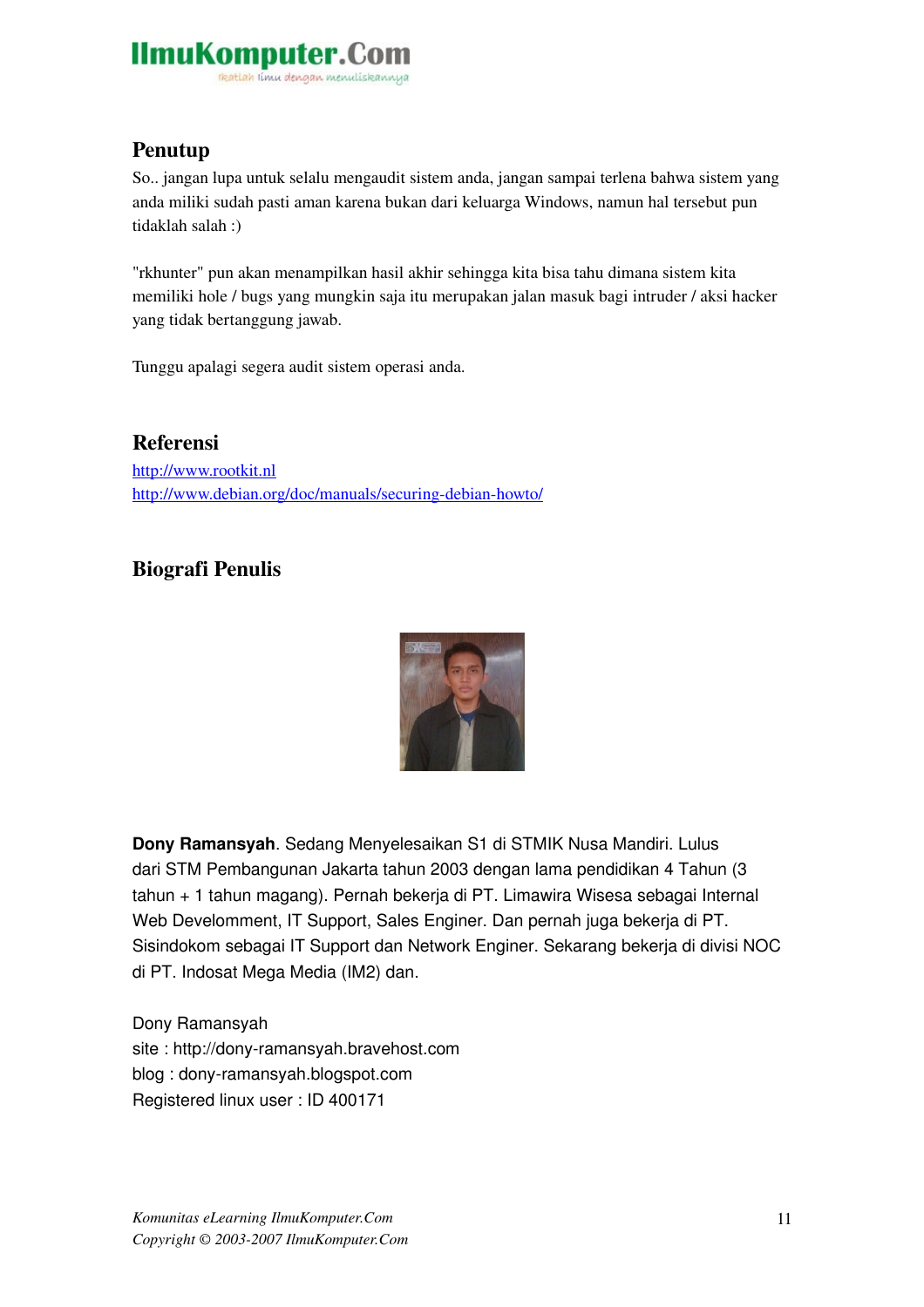## Penutup

So.. jangan lupa untuk selalu mengaudit sistem anda, jangan sampai terlena bahwa sistem yang anda miliki sudah pasti aman karena bukan dari keluarga Windows, namun hal tersebut pun tidaklah salah :)

"rkhunter" pun akan menampilkan hasil akhir sehingga kita bisa tahu dimana sistem kita memiliki hole / bugs yang mungkin saja itu merupakan jalan masuk bagi intruder / aksi hacker yang tidak bertanggung jawab.

Tunggu apalagi segera audit sistem operasi anda.

## Referensi

http://www.rootkit.nl
http://www.debian.org/doc/manuals/securing-debian-howto/

## Biografi Penulis

**Dony Ramansyah**. Sedang Menyelesaikan S1 di STMIK Nusa Mandiri. Lulus dari STM Pembangunan Jakarta tahun 2003 dengan lama pendidikan 4 Tahun (3 tahun + 1 tahun magang). Pernah bekerja di PT. Limawira Wisesa sebagai Internal Web Develomment, IT Support, Sales Enginer. Dan pernah juga bekerja di PT. Sisindokom sebagai IT Support dan Network Enginer. Sekarang bekerja di divisi NOC di PT. Indosat Mega Media (IM2) dan.

Dony Ramansyah
site : http://dony-ramansyah.bravehost.com
blog : dony-ramansyah.blogspot.com
Registered linux user : ID 400171